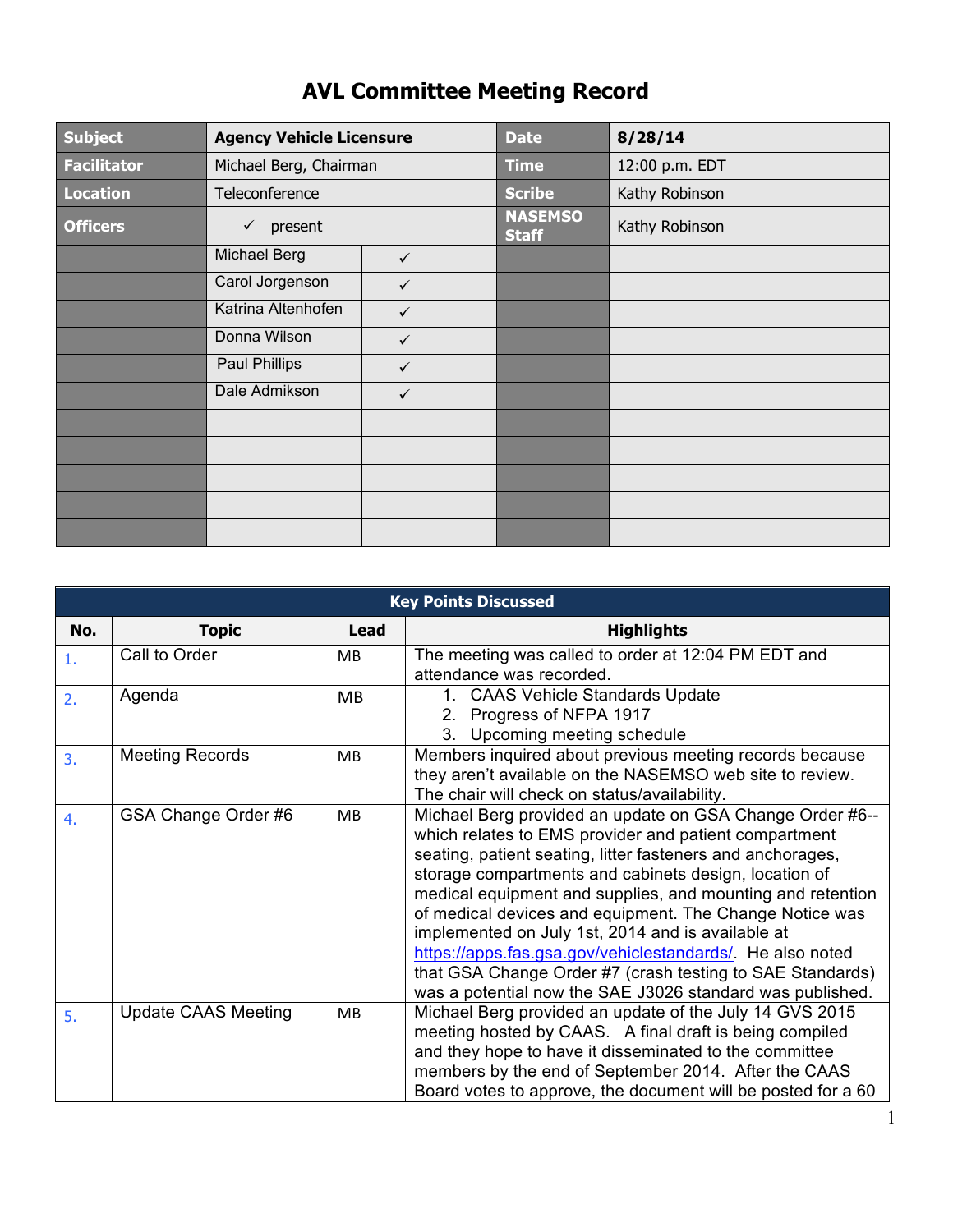# AVL Committee Meeting Record

| Subject | Agency Vehicle Licensure | | Date | 8/28/14 |
|---|---|---|---|---|
| Facilitator | Michael Berg, Chairman | | Time | 12:00 p.m. EDT |
| Location | Teleconference | | Scribe | Kathy Robinson |
| Officers | ✓ present | | NASEMSO Staff | Kathy Robinson |
| | Michael Berg | ✓ | | |
| | Carol Jorgenson | ✓ | | |
| | Katrina Altenhofen | ✓ | | |
| | Donna Wilson | ✓ | | |
| | Paul Phillips | ✓ | | |
| | Dale Admikson | ✓ | | |

| Key Points Discussed | | | |
|---|---|---|---|
| **No.** | **Topic** | **Lead** | **Highlights** |
| 1. | Call to Order | MB | The meeting was called to order at 12:04 PM EDT and attendance was recorded. |
| 2. | Agenda | MB | 1. CAAS Vehicle Standards Update<br>2. Progress of NFPA 1917<br>3. Upcoming meeting schedule |
| 3. | Meeting Records | MB | Members inquired about previous meeting records because they aren't available on the NASEMSO web site to review. The chair will check on status/availability. |
| 4. | GSA Change Order #6 | MB | Michael Berg provided an update on GSA Change Order #6--which relates to EMS provider and patient compartment seating, patient seating, litter fasteners and anchorages, storage compartments and cabinets design, location of medical equipment and supplies, and mounting and retention of medical devices and equipment. The Change Notice was implemented on July 1st, 2014 and is available at https://apps.fas.gsa.gov/vehiclestandards/. He also noted that GSA Change Order #7 (crash testing to SAE Standards) was a potential now the SAE J3026 standard was published. |
| 5. | Update CAAS Meeting | MB | Michael Berg provided an update of the July 14 GVS 2015 meeting hosted by CAAS. A final draft is being compiled and they hope to have it disseminated to the committee members by the end of September 2014. After the CAAS Board votes to approve, the document will be posted for a 60 |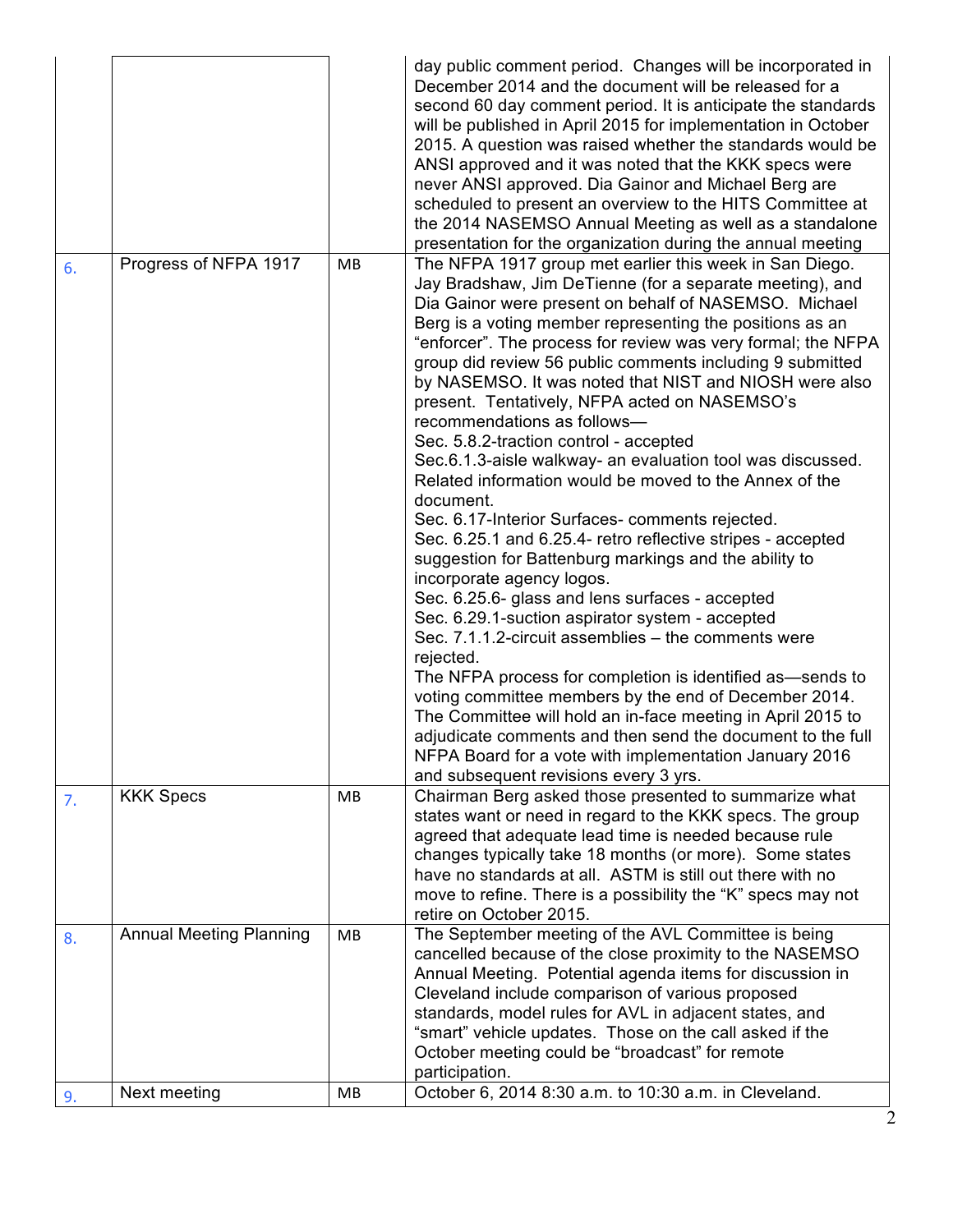| | | | |
|---|---|---|---|
| | | | day public comment period. Changes will be incorporated in December 2014 and the document will be released for a second 60 day comment period. It is anticipate the standards will be published in April 2015 for implementation in October 2015. A question was raised whether the standards would be ANSI approved and it was noted that the KKK specs were never ANSI approved. Dia Gainor and Michael Berg are scheduled to present an overview to the HITS Committee at the 2014 NASEMSO Annual Meeting as well as a standalone presentation for the organization during the annual meeting |
| 6. | Progress of NFPA 1917 | MB | The NFPA 1917 group met earlier this week in San Diego. Jay Bradshaw, Jim DeTienne (for a separate meeting), and Dia Gainor were present on behalf of NASEMSO. Michael Berg is a voting member representing the positions as an "enforcer". The process for review was very formal; the NFPA group did review 56 public comments including 9 submitted by NASEMSO. It was noted that NIST and NIOSH were also present. Tentatively, NFPA acted on NASEMSO's recommendations as follows—<br>Sec. 5.8.2-traction control - accepted<br>Sec.6.1.3-aisle walkway- an evaluation tool was discussed. Related information would be moved to the Annex of the document.<br>Sec. 6.17-Interior Surfaces- comments rejected.<br>Sec. 6.25.1 and 6.25.4- retro reflective stripes - accepted suggestion for Battenburg markings and the ability to incorporate agency logos.<br>Sec. 6.25.6- glass and lens surfaces - accepted<br>Sec. 6.29.1-suction aspirator system - accepted<br>Sec. 7.1.1.2-circuit assemblies – the comments were rejected.<br>The NFPA process for completion is identified as—sends to voting committee members by the end of December 2014. The Committee will hold an in-face meeting in April 2015 to adjudicate comments and then send the document to the full NFPA Board for a vote with implementation January 2016 and subsequent revisions every 3 yrs. |
| 7. | KKK Specs | MB | Chairman Berg asked those presented to summarize what states want or need in regard to the KKK specs. The group agreed that adequate lead time is needed because rule changes typically take 18 months (or more). Some states have no standards at all. ASTM is still out there with no move to refine. There is a possibility the "K" specs may not retire on October 2015. |
| 8. | Annual Meeting Planning | MB | The September meeting of the AVL Committee is being cancelled because of the close proximity to the NASEMSO Annual Meeting. Potential agenda items for discussion in Cleveland include comparison of various proposed standards, model rules for AVL in adjacent states, and "smart" vehicle updates. Those on the call asked if the October meeting could be "broadcast" for remote participation. |
| 9. | Next meeting | MB | October 6, 2014 8:30 a.m. to 10:30 a.m. in Cleveland. |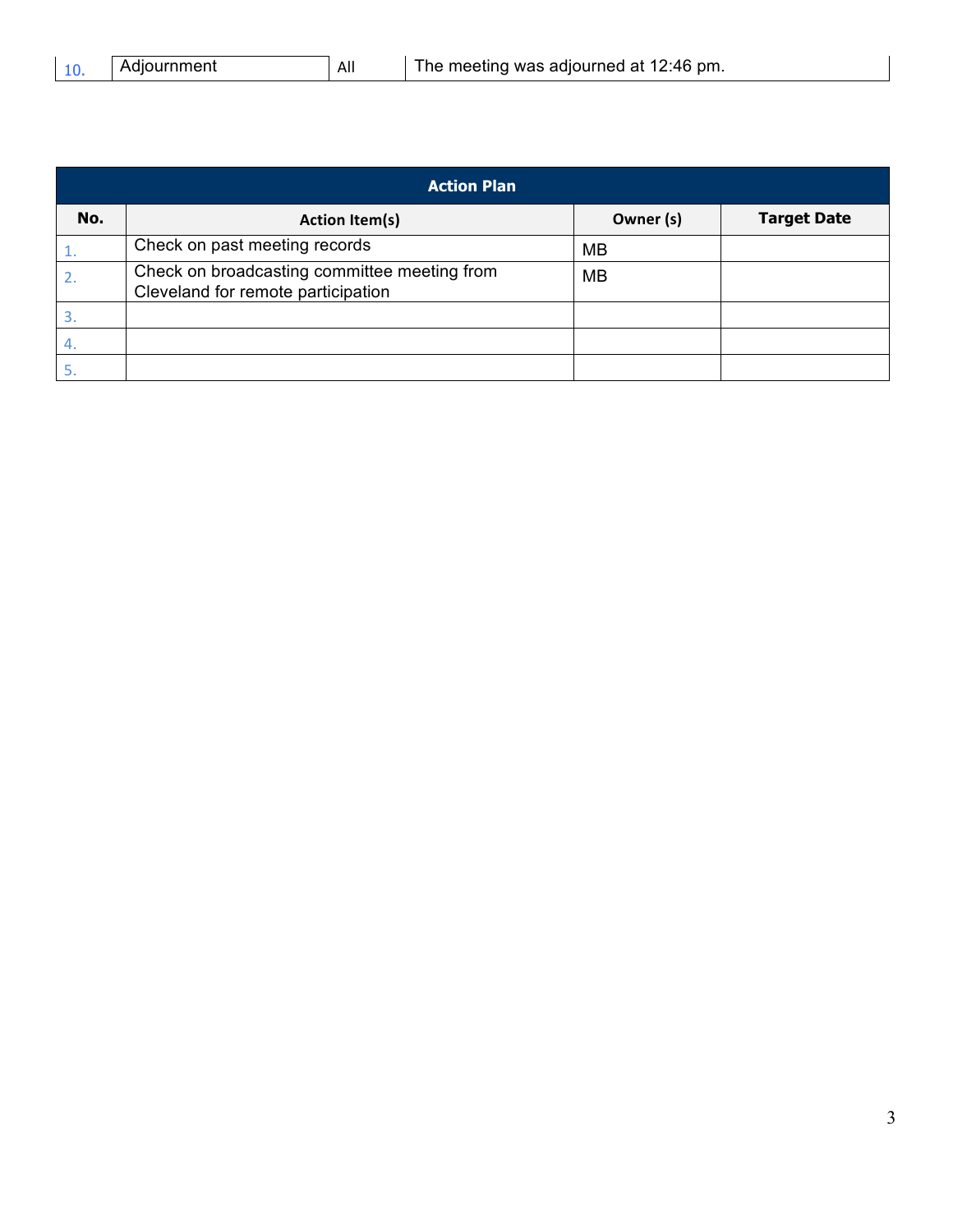| | | | |
|---|---|---|---|
| 10. | Adjournment | All | The meeting was adjourned at 12:46 pm. |

| Action Plan | | | |
|---|---|---|---|
| **No.** | **Action Item(s)** | **Owner (s)** | **Target Date** |
| 1. | Check on past meeting records | MB | |
| 2. | Check on broadcasting committee meeting from Cleveland for remote participation | MB | |
| 3. | | | |
| 4. | | | |
| 5. | | | |